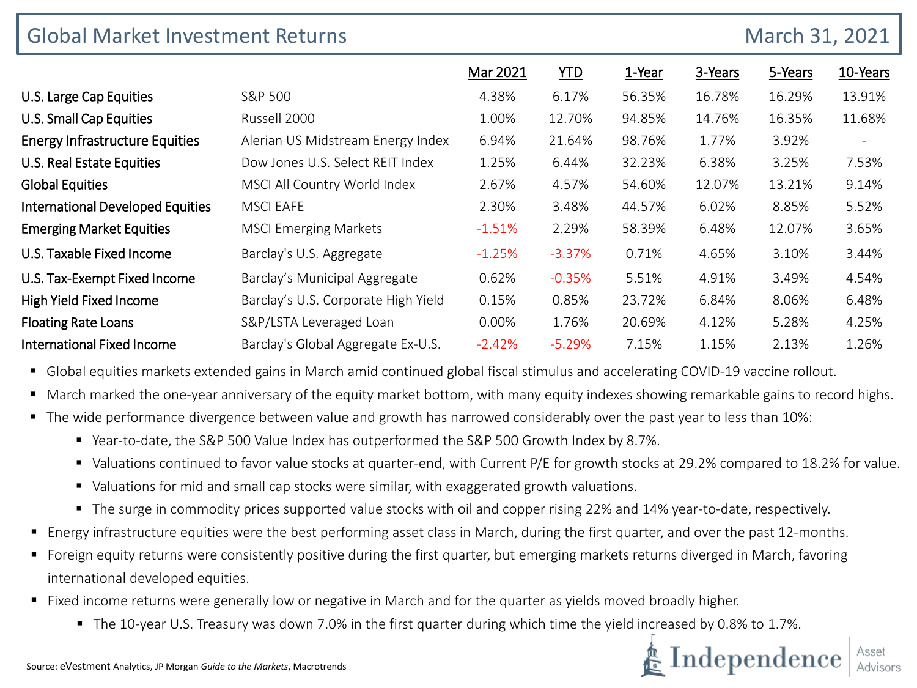# Global Market Investment Returns

March 31, 2021

| | | Mar 2021 | YTD | 1-Year | 3-Years | 5-Years | 10-Years |
|---|---|---|---|---|---|---|---|
| U.S. Large Cap Equities | S&P 500 | 4.38% | 6.17% | 56.35% | 16.78% | 16.29% | 13.91% |
| U.S. Small Cap Equities | Russell 2000 | 1.00% | 12.70% | 94.85% | 14.76% | 16.35% | 11.68% |
| Energy Infrastructure Equities | Alerian US Midstream Energy Index | 6.94% | 21.64% | 98.76% | 1.77% | 3.92% | - |
| U.S. Real Estate Equities | Dow Jones U.S. Select REIT Index | 1.25% | 6.44% | 32.23% | 6.38% | 3.25% | 7.53% |
| Global Equities | MSCI All Country World Index | 2.67% | 4.57% | 54.60% | 12.07% | 13.21% | 9.14% |
| International Developed Equities | MSCI EAFE | 2.30% | 3.48% | 44.57% | 6.02% | 8.85% | 5.52% |
| Emerging Market Equities | MSCI Emerging Markets | -1.51% | 2.29% | 58.39% | 6.48% | 12.07% | 3.65% |
| U.S. Taxable Fixed Income | Barclay's U.S. Aggregate | -1.25% | -3.37% | 0.71% | 4.65% | 3.10% | 3.44% |
| U.S. Tax-Exempt Fixed Income | Barclay's Municipal Aggregate | 0.62% | -0.35% | 5.51% | 4.91% | 3.49% | 4.54% |
| High Yield Fixed Income | Barclay's U.S. Corporate High Yield | 0.15% | 0.85% | 23.72% | 6.84% | 8.06% | 6.48% |
| Floating Rate Loans | S&P/LSTA Leveraged Loan | 0.00% | 1.76% | 20.69% | 4.12% | 5.28% | 4.25% |
| International Fixed Income | Barclay's Global Aggregate Ex-U.S. | -2.42% | -5.29% | 7.15% | 1.15% | 2.13% | 1.26% |

- Global equities markets extended gains in March amid continued global fiscal stimulus and accelerating COVID-19 vaccine rollout.
- March marked the one-year anniversary of the equity market bottom, with many equity indexes showing remarkable gains to record highs.
- The wide performance divergence between value and growth has narrowed considerably over the past year to less than 10%:
  - Year-to-date, the S&P 500 Value Index has outperformed the S&P 500 Growth Index by 8.7%.
  - Valuations continued to favor value stocks at quarter-end, with Current P/E for growth stocks at 29.2% compared to 18.2% for value.
  - Valuations for mid and small cap stocks were similar, with exaggerated growth valuations.
  - The surge in commodity prices supported value stocks with oil and copper rising 22% and 14% year-to-date, respectively.
- Energy infrastructure equities were the best performing asset class in March, during the first quarter, and over the past 12-months.
- Foreign equity returns were consistently positive during the first quarter, but emerging markets returns diverged in March, favoring international developed equities.
- Fixed income returns were generally low or negative in March and for the quarter as yields moved broadly higher.
  - The 10-year U.S. Treasury was down 7.0% in the first quarter during which time the yield increased by 0.8% to 1.7%.

Source: eVestment Analytics, JP Morgan *Guide to the Markets*, Macrotrends

Independence Asset Advisors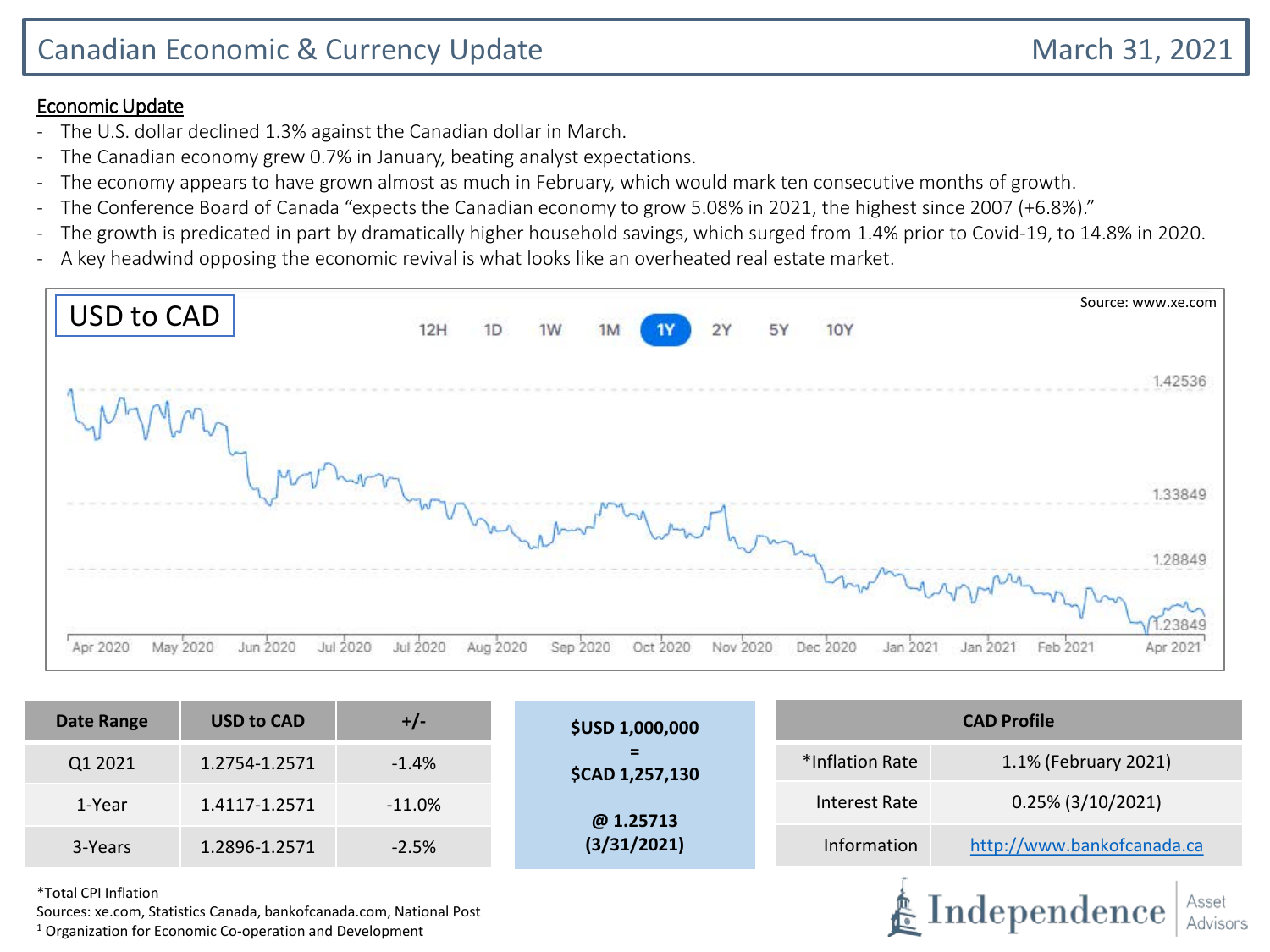# Canadian Economic & Currency Update

March 31, 2021

## Economic Update

- The U.S. dollar declined 1.3% against the Canadian dollar in March.
- The Canadian economy grew 0.7% in January, beating analyst expectations.
- The economy appears to have grown almost as much in February, which would mark ten consecutive months of growth.
- The Conference Board of Canada "expects the Canadian economy to grow 5.08% in 2021, the highest since 2007 (+6.8%)."
- The growth is predicated in part by dramatically higher household savings, which surged from 1.4% prior to Covid-19, to 14.8% in 2020.
- A key headwind opposing the economic revival is what looks like an overheated real estate market.

USD to CAD

Source: www.xe.com

12H 1D 1W 1M 1Y 2Y 5Y 10Y

1.42536
1.33849
1.28849
1.23849

Apr 2020 May 2020 Jun 2020 Jul 2020 Jul 2020 Aug 2020 Sep 2020 Oct 2020 Nov 2020 Dec 2020 Jan 2021 Jan 2021 Feb 2021 Apr 2021

| Date Range | USD to CAD | +/- |
| --- | --- | --- |
| Q1 2021 | 1.2754-1.2571 | -1.4% |
| 1-Year | 1.4117-1.2571 | -11.0% |
| 3-Years | 1.2896-1.2571 | -2.5% |

**$USD 1,000,000**
**=**
**$CAD 1,257,130**

**@ 1.25713**
**(3/31/2021)**

| CAD Profile | |
| --- | --- |
| *Inflation Rate | 1.1% (February 2021) |
| Interest Rate | 0.25% (3/10/2021) |
| Information | http://www.bankofcanada.ca |

*Total CPI Inflation
Sources: xe.com, Statistics Canada, bankofcanada.com, National Post
[1] Organization for Economic Co-operation and Development

Independence Asset Advisors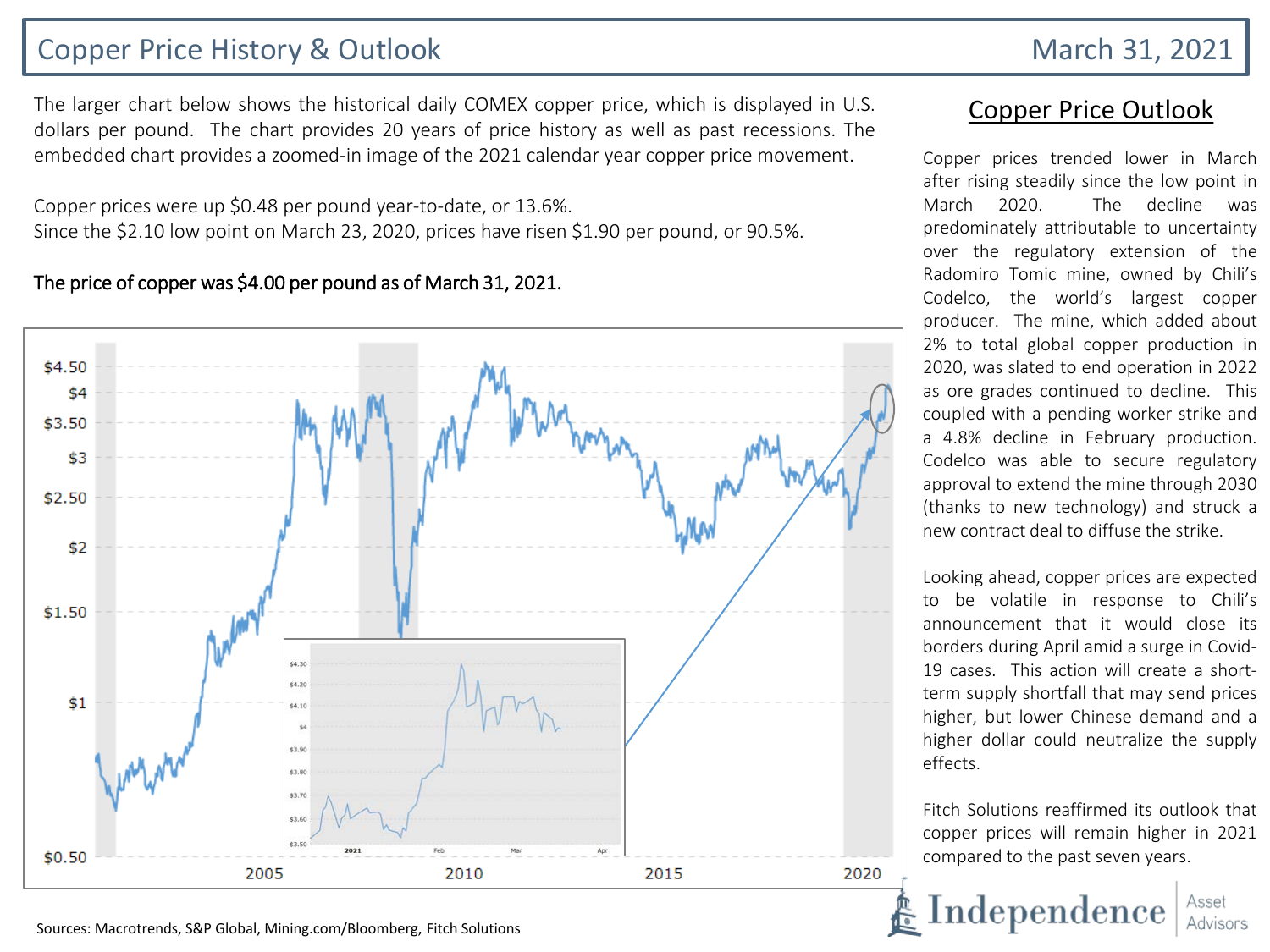# Copper Price History & Outlook

March 31, 2021

The larger chart below shows the historical daily COMEX copper price, which is displayed in U.S. dollars per pound. The chart provides 20 years of price history as well as past recessions. The embedded chart provides a zoomed-in image of the 2021 calendar year copper price movement.

Copper prices were up $0.48 per pound year-to-date, or 13.6%.
Since the $2.10 low point on March 23, 2020, prices have risen $1.90 per pound, or 90.5%.

**The price of copper was $4.00 per pound as of March 31, 2021.**

## Copper Price Outlook

Copper prices trended lower in March after rising steadily since the low point in March 2020. The decline was predominately attributable to uncertainty over the regulatory extension of the Radomiro Tomic mine, owned by Chili's Codelco, the world's largest copper producer. The mine, which added about 2% to total global copper production in 2020, was slated to end operation in 2022 as ore grades continued to decline. This coupled with a pending worker strike and a 4.8% decline in February production. Codelco was able to secure regulatory approval to extend the mine through 2030 (thanks to new technology) and struck a new contract deal to diffuse the strike.

Looking ahead, copper prices are expected to be volatile in response to Chili's announcement that it would close its borders during April amid a surge in Covid-19 cases. This action will create a short-term supply shortfall that may send prices higher, but lower Chinese demand and a higher dollar could neutralize the supply effects.

Fitch Solutions reaffirmed its outlook that copper prices will remain higher in 2021 compared to the past seven years.

Sources: Macrotrends, S&P Global, Mining.com/Bloomberg, Fitch Solutions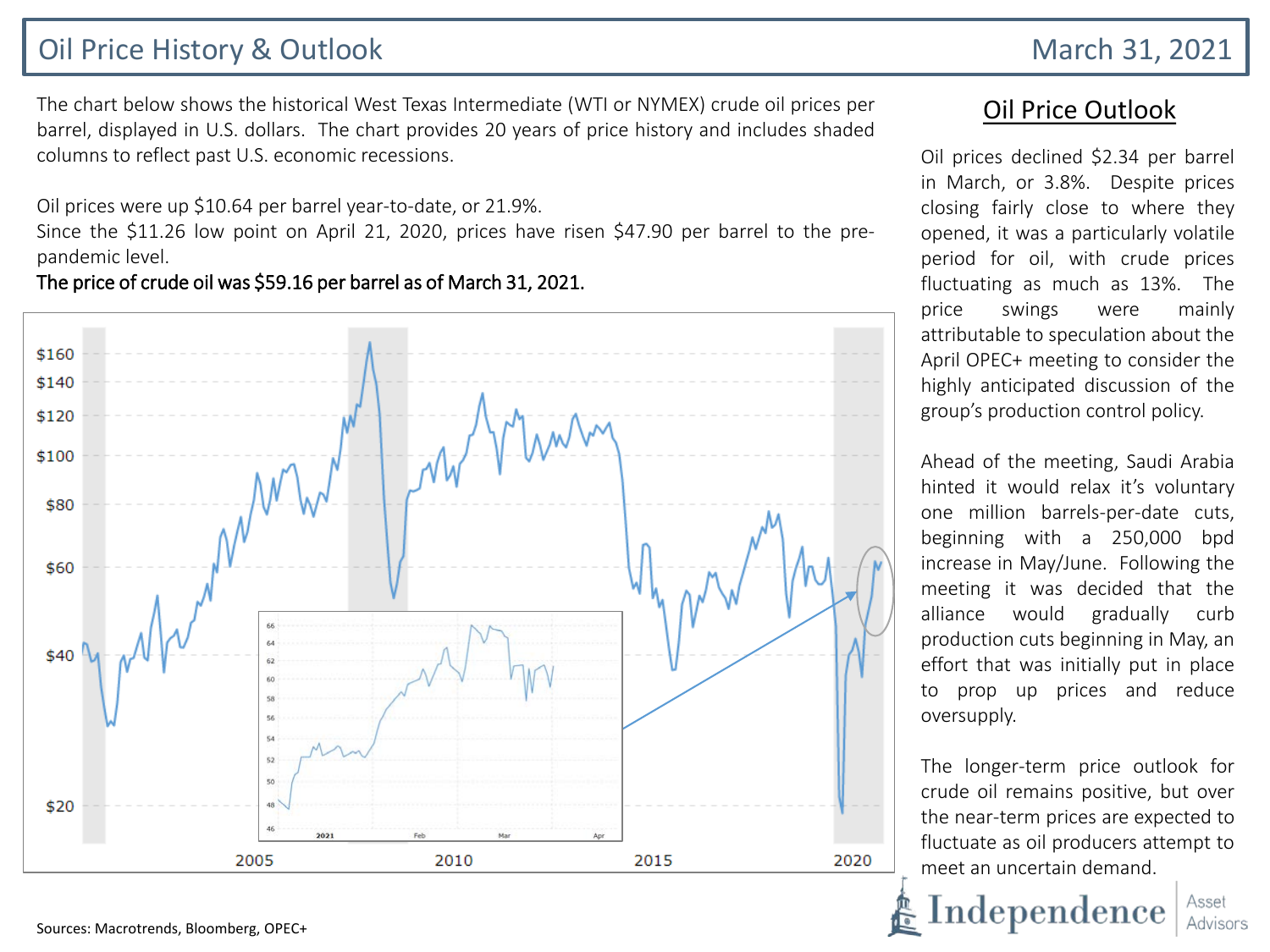# Oil Price History & Outlook

March 31, 2021

The chart below shows the historical West Texas Intermediate (WTI or NYMEX) crude oil prices per barrel, displayed in U.S. dollars. The chart provides 20 years of price history and includes shaded columns to reflect past U.S. economic recessions.

Oil prices were up $10.64 per barrel year-to-date, or 21.9%.
Since the $11.26 low point on April 21, 2020, prices have risen $47.90 per barrel to the pre-pandemic level.
**The price of crude oil was $59.16 per barrel as of March 31, 2021.**

$160
$140
$120
$100
$80
$60
$40
$20

2005
2010
2015
2020

66
64
62
60
58
56
54
52
50
48
46

2021
Feb
Mar
Apr

## Oil Price Outlook

Oil prices declined $2.34 per barrel in March, or 3.8%. Despite prices closing fairly close to where they opened, it was a particularly volatile period for oil, with crude prices fluctuating as much as 13%. The price swings were mainly attributable to speculation about the April OPEC+ meeting to consider the highly anticipated discussion of the group's production control policy.

Ahead of the meeting, Saudi Arabia hinted it would relax it's voluntary one million barrels-per-date cuts, beginning with a 250,000 bpd increase in May/June. Following the meeting it was decided that the alliance would gradually curb production cuts beginning in May, an effort that was initially put in place to prop up prices and reduce oversupply.

The longer-term price outlook for crude oil remains positive, but over the near-term prices are expected to fluctuate as oil producers attempt to meet an uncertain demand.

Sources: Macrotrends, Bloomberg, OPEC+

Independence Asset Advisors